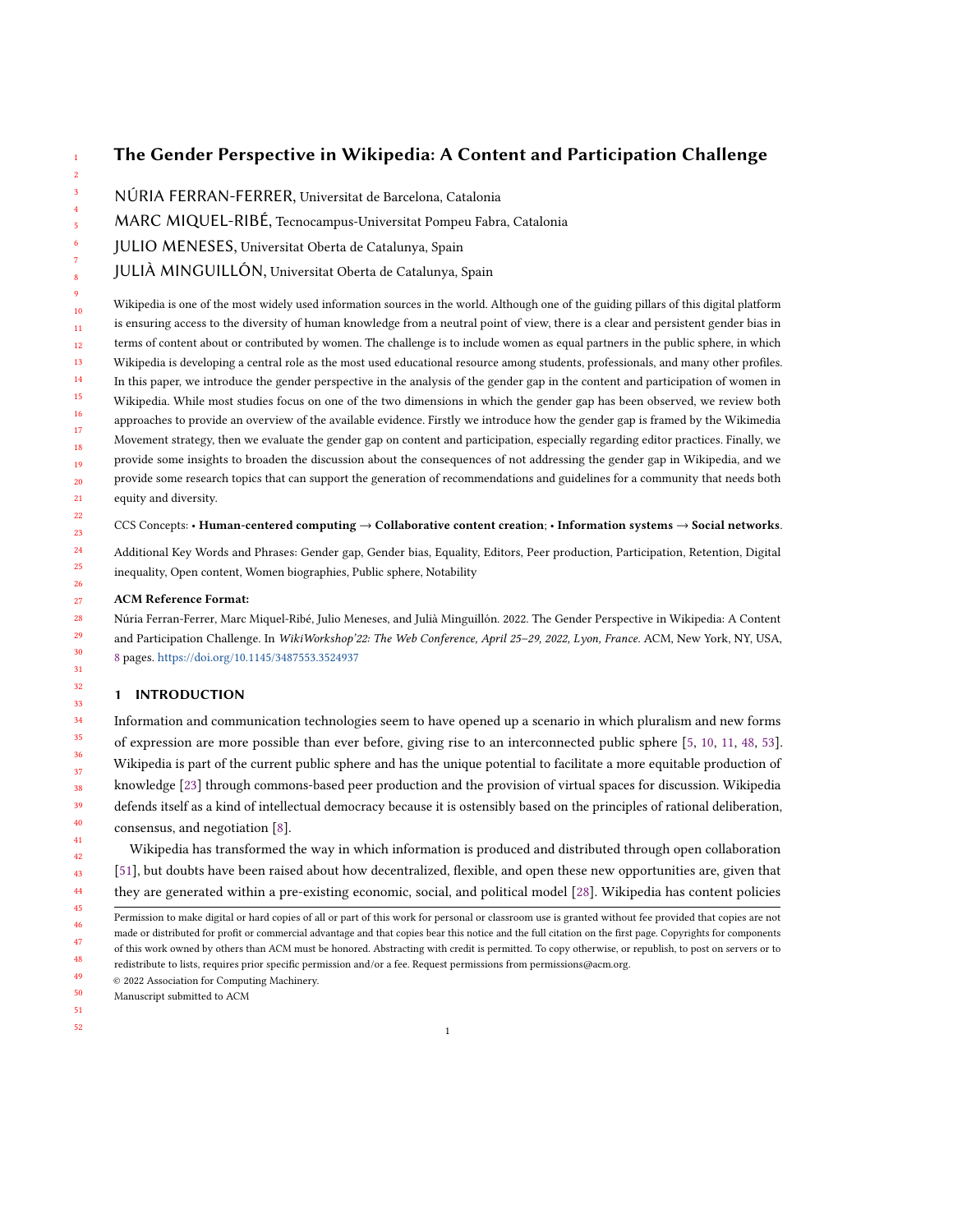# The Gender Perspective in Wikipedia: A Content and Participation Challenge

NÚRIA FERRAN-FERRER, Universitat de Barcelona, Catalonia

MARC MIQUEL-RIBÉ, Tecnocampus-Universitat Pompeu Fabra, Catalonia

JULIO MENESES, Universitat Oberta de Catalunya, Spain

JULIÀ MINGUILLÓN, Universitat Oberta de Catalunya, Spain

Wikipedia is one of the most widely used information sources in the world. Although one of the guiding pillars of this digital platform is ensuring access to the diversity of human knowledge from a neutral point of view, there is a clear and persistent gender bias in terms of content about or contributed by women. The challenge is to include women as equal partners in the public sphere, in which Wikipedia is developing a central role as the most used educational resource among students, professionals, and many other profiles. In this paper, we introduce the gender perspective in the analysis of the gender gap in the content and participation of women in Wikipedia. While most studies focus on one of the two dimensions in which the gender gap has been observed, we review both approaches to provide an overview of the available evidence. Firstly we introduce how the gender gap is framed by the Wikimedia Movement strategy, then we evaluate the gender gap on content and participation, especially regarding editor practices. Finally, we provide some insights to broaden the discussion about the consequences of not addressing the gender gap in Wikipedia, and we provide some research topics that can support the generation of recommendations and guidelines for a community that needs both equity and diversity.

CCS Concepts: • **Human-centered computing** → **Collaborative content creation**; • **Information systems** → **Social networks**.

Additional Key Words and Phrases: Gender gap, Gender bias, Equality, Editors, Peer production, Participation, Retention, Digital inequality, Open content, Women biographies, Public sphere, Notability

**ACM Reference Format:**

Núria Ferran-Ferrer, Marc Miquel-Ribé, Julio Meneses, and Julià Minguillón. 2022. The Gender Perspective in Wikipedia: A Content and Participation Challenge. In *WikiWorkshop'22: The Web Conference, April 25–29, 2022, Lyon, France.* ACM, New York, NY, USA, 8 pages. https://doi.org/10.1145/3487553.3524937

## 1 INTRODUCTION

Information and communication technologies seem to have opened up a scenario in which pluralism and new forms of expression are more possible than ever before, giving rise to an interconnected public sphere [5, 10, 11, 48, 53]. Wikipedia is part of the current public sphere and has the unique potential to facilitate a more equitable production of knowledge [23] through commons-based peer production and the provision of virtual spaces for discussion. Wikipedia defends itself as a kind of intellectual democracy because it is ostensibly based on the principles of rational deliberation, consensus, and negotiation [8].

Wikipedia has transformed the way in which information is produced and distributed through open collaboration [51], but doubts have been raised about how decentralized, flexible, and open these new opportunities are, given that they are generated within a pre-existing economic, social, and political model [28]. Wikipedia has content policies

Permission to make digital or hard copies of all or part of this work for personal or classroom use is granted without fee provided that copies are not made or distributed for profit or commercial advantage and that copies bear this notice and the full citation on the first page. Copyrights for components of this work owned by others than ACM must be honored. Abstracting with credit is permitted. To copy otherwise, or republish, to post on servers or to redistribute to lists, requires prior specific permission and/or a fee. Request permissions from permissions@acm.org.

© 2022 Association for Computing Machinery.

Manuscript submitted to ACM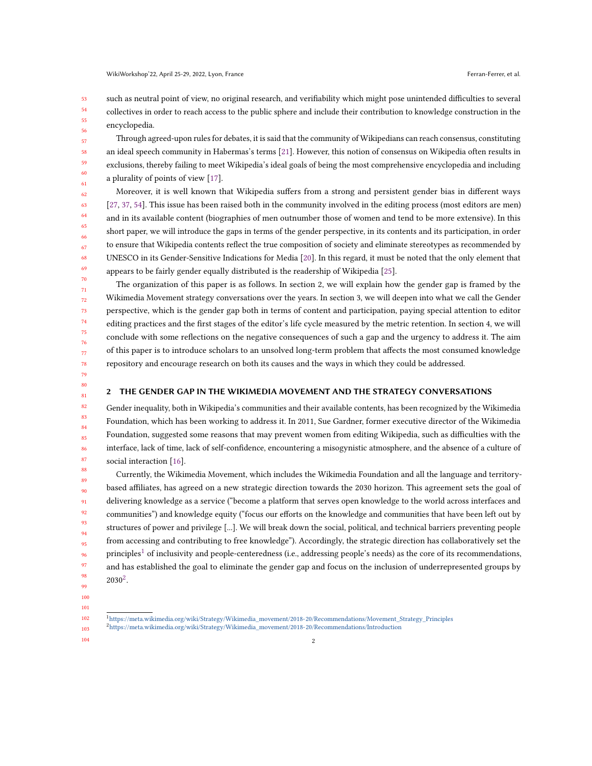such as neutral point of view, no original research, and verifiability which might pose unintended difficulties to several collectives in order to reach access to the public sphere and include their contribution to knowledge construction in the encyclopedia.

Through agreed-upon rules for debates, it is said that the community of Wikipedians can reach consensus, constituting an ideal speech community in Habermas's terms [21]. However, this notion of consensus on Wikipedia often results in exclusions, thereby failing to meet Wikipedia's ideal goals of being the most comprehensive encyclopedia and including a plurality of points of view [17].

Moreover, it is well known that Wikipedia suffers from a strong and persistent gender bias in different ways [27, 37, 54]. This issue has been raised both in the community involved in the editing process (most editors are men) and in its available content (biographies of men outnumber those of women and tend to be more extensive). In this short paper, we will introduce the gaps in terms of the gender perspective, in its contents and its participation, in order to ensure that Wikipedia contents reflect the true composition of society and eliminate stereotypes as recommended by UNESCO in its Gender-Sensitive Indications for Media [20]. In this regard, it must be noted that the only element that appears to be fairly gender equally distributed is the readership of Wikipedia [25].

The organization of this paper is as follows. In section 2, we will explain how the gender gap is framed by the Wikimedia Movement strategy conversations over the years. In section 3, we will deepen into what we call the Gender perspective, which is the gender gap both in terms of content and participation, paying special attention to editor editing practices and the first stages of the editor's life cycle measured by the metric retention. In section 4, we will conclude with some reflections on the negative consequences of such a gap and the urgency to address it. The aim of this paper is to introduce scholars to an unsolved long-term problem that affects the most consumed knowledge repository and encourage research on both its causes and the ways in which they could be addressed.

## 2 THE GENDER GAP IN THE WIKIMEDIA MOVEMENT AND THE STRATEGY CONVERSATIONS

Gender inequality, both in Wikipedia's communities and their available contents, has been recognized by the Wikimedia Foundation, which has been working to address it. In 2011, Sue Gardner, former executive director of the Wikimedia Foundation, suggested some reasons that may prevent women from editing Wikipedia, such as difficulties with the interface, lack of time, lack of self-confidence, encountering a misogynistic atmosphere, and the absence of a culture of social interaction [16].

Currently, the Wikimedia Movement, which includes the Wikimedia Foundation and all the language and territory-based affiliates, has agreed on a new strategic direction towards the 2030 horizon. This agreement sets the goal of delivering knowledge as a service ("become a platform that serves open knowledge to the world across interfaces and communities") and knowledge equity ("focus our efforts on the knowledge and communities that have been left out by structures of power and privilege [...]. We will break down the social, political, and technical barriers preventing people from accessing and contributing to free knowledge"). Accordingly, the strategic direction has collaboratively set the principles[1] of inclusivity and people-centeredness (i.e., addressing people's needs) as the core of its recommendations, and has established the goal to eliminate the gender gap and focus on the inclusion of underrepresented groups by 2030[2].

---

[1] https://meta.wikimedia.org/wiki/Strategy/Wikimedia_movement/2018-20/Recommendations/Movement_Strategy_Principles

[2] https://meta.wikimedia.org/wiki/Strategy/Wikimedia_movement/2018-20/Recommendations/Introduction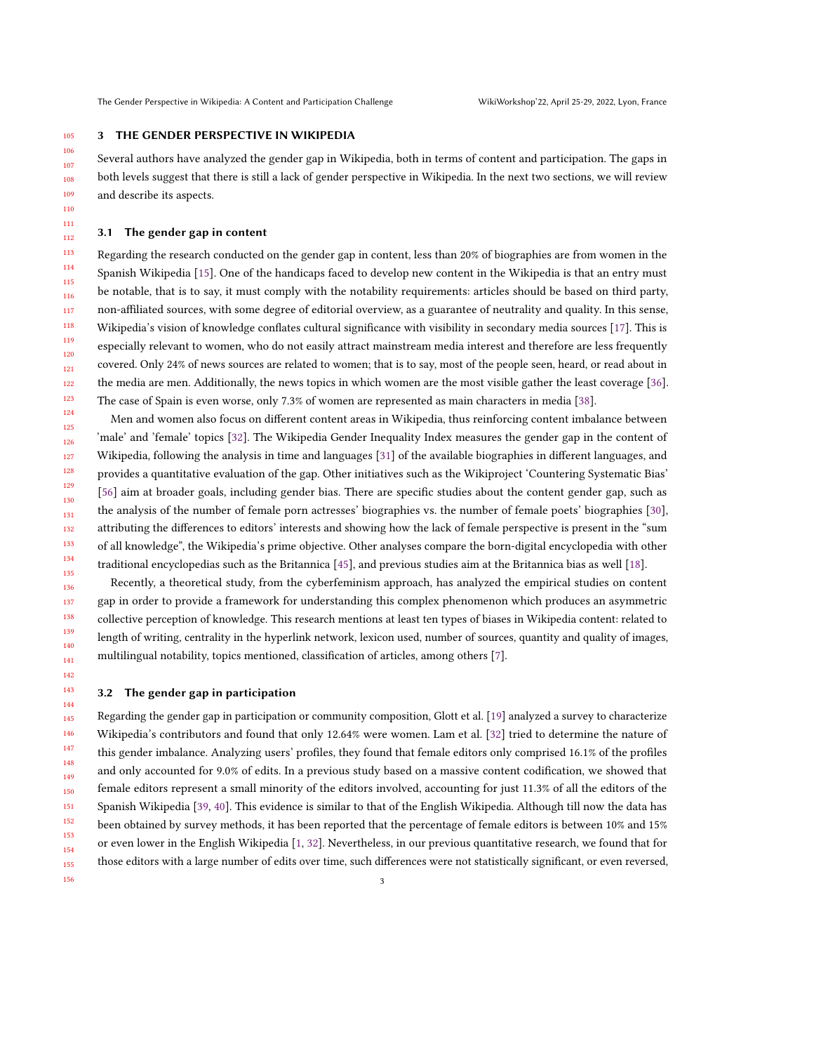## 3 THE GENDER PERSPECTIVE IN WIKIPEDIA

Several authors have analyzed the gender gap in Wikipedia, both in terms of content and participation. The gaps in both levels suggest that there is still a lack of gender perspective in Wikipedia. In the next two sections, we will review and describe its aspects.

### 3.1 The gender gap in content

Regarding the research conducted on the gender gap in content, less than 20% of biographies are from women in the Spanish Wikipedia [15]. One of the handicaps faced to develop new content in the Wikipedia is that an entry must be notable, that is to say, it must comply with the notability requirements: articles should be based on third party, non-affiliated sources, with some degree of editorial overview, as a guarantee of neutrality and quality. In this sense, Wikipedia's vision of knowledge conflates cultural significance with visibility in secondary media sources [17]. This is especially relevant to women, who do not easily attract mainstream media interest and therefore are less frequently covered. Only 24% of news sources are related to women; that is to say, most of the people seen, heard, or read about in the media are men. Additionally, the news topics in which women are the most visible gather the least coverage [36]. The case of Spain is even worse, only 7.3% of women are represented as main characters in media [38].

Men and women also focus on different content areas in Wikipedia, thus reinforcing content imbalance between 'male' and 'female' topics [32]. The Wikipedia Gender Inequality Index measures the gender gap in the content of Wikipedia, following the analysis in time and languages [31] of the available biographies in different languages, and provides a quantitative evaluation of the gap. Other initiatives such as the Wikiproject 'Countering Systematic Bias' [56] aim at broader goals, including gender bias. There are specific studies about the content gender gap, such as the analysis of the number of female porn actresses' biographies vs. the number of female poets' biographies [30], attributing the differences to editors' interests and showing how the lack of female perspective is present in the "sum of all knowledge", the Wikipedia's prime objective. Other analyses compare the born-digital encyclopedia with other traditional encyclopedias such as the Britannica [45], and previous studies aim at the Britannica bias as well [18].

Recently, a theoretical study, from the cyberfeminism approach, has analyzed the empirical studies on content gap in order to provide a framework for understanding this complex phenomenon which produces an asymmetric collective perception of knowledge. This research mentions at least ten types of biases in Wikipedia content: related to length of writing, centrality in the hyperlink network, lexicon used, number of sources, quantity and quality of images, multilingual notability, topics mentioned, classification of articles, among others [7].

### 3.2 The gender gap in participation

Regarding the gender gap in participation or community composition, Glott et al. [19] analyzed a survey to characterize Wikipedia's contributors and found that only 12.64% were women. Lam et al. [32] tried to determine the nature of this gender imbalance. Analyzing users' profiles, they found that female editors only comprised 16.1% of the profiles and only accounted for 9.0% of edits. In a previous study based on a massive content codification, we showed that female editors represent a small minority of the editors involved, accounting for just 11.3% of all the editors of the Spanish Wikipedia [39, 40]. This evidence is similar to that of the English Wikipedia. Although till now the data has been obtained by survey methods, it has been reported that the percentage of female editors is between 10% and 15% or even lower in the English Wikipedia [1, 32]. Nevertheless, in our previous quantitative research, we found that for those editors with a large number of edits over time, such differences were not statistically significant, or even reversed,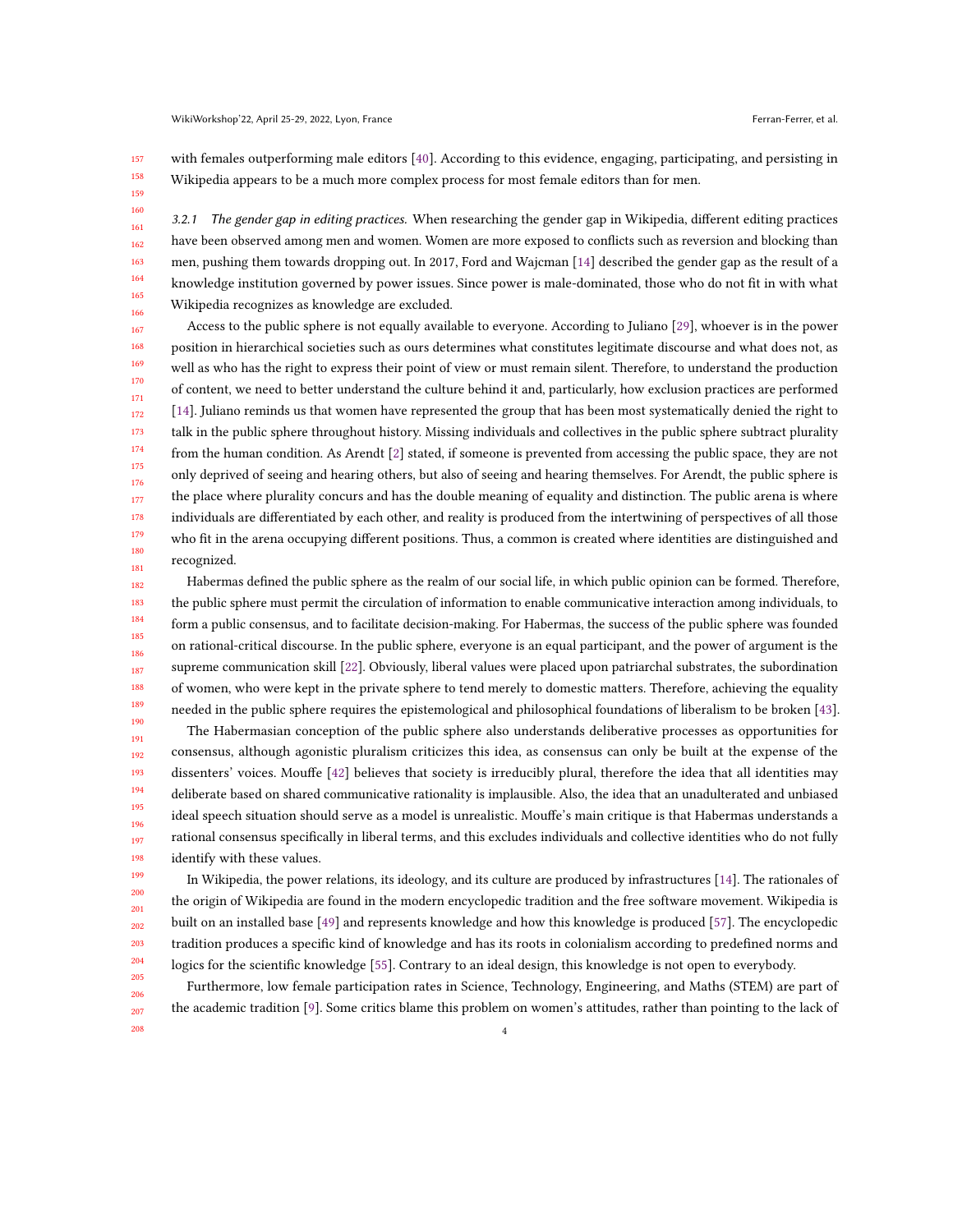with females outperforming male editors [40]. According to this evidence, engaging, participating, and persisting in Wikipedia appears to be a much more complex process for most female editors than for men.

#### 3.2.1 *The gender gap in editing practices.*

When researching the gender gap in Wikipedia, different editing practices have been observed among men and women. Women are more exposed to conflicts such as reversion and blocking than men, pushing them towards dropping out. In 2017, Ford and Wajcman [14] described the gender gap as the result of a knowledge institution governed by power issues. Since power is male-dominated, those who do not fit in with what Wikipedia recognizes as knowledge are excluded.

Access to the public sphere is not equally available to everyone. According to Juliano [29], whoever is in the power position in hierarchical societies such as ours determines what constitutes legitimate discourse and what does not, as well as who has the right to express their point of view or must remain silent. Therefore, to understand the production of content, we need to better understand the culture behind it and, particularly, how exclusion practices are performed [14]. Juliano reminds us that women have represented the group that has been most systematically denied the right to talk in the public sphere throughout history. Missing individuals and collectives in the public sphere subtract plurality from the human condition. As Arendt [2] stated, if someone is prevented from accessing the public space, they are not only deprived of seeing and hearing others, but also of seeing and hearing themselves. For Arendt, the public sphere is the place where plurality concurs and has the double meaning of equality and distinction. The public arena is where individuals are differentiated by each other, and reality is produced from the intertwining of perspectives of all those who fit in the arena occupying different positions. Thus, a common is created where identities are distinguished and recognized.

Habermas defined the public sphere as the realm of our social life, in which public opinion can be formed. Therefore, the public sphere must permit the circulation of information to enable communicative interaction among individuals, to form a public consensus, and to facilitate decision-making. For Habermas, the success of the public sphere was founded on rational-critical discourse. In the public sphere, everyone is an equal participant, and the power of argument is the supreme communication skill [22]. Obviously, liberal values were placed upon patriarchal substrates, the subordination of women, who were kept in the private sphere to tend merely to domestic matters. Therefore, achieving the equality needed in the public sphere requires the epistemological and philosophical foundations of liberalism to be broken [43].

The Habermasian conception of the public sphere also understands deliberative processes as opportunities for consensus, although agonistic pluralism criticizes this idea, as consensus can only be built at the expense of the dissenters' voices. Mouffe [42] believes that society is irreducibly plural, therefore the idea that all identities may deliberate based on shared communicative rationality is implausible. Also, the idea that an unadulterated and unbiased ideal speech situation should serve as a model is unrealistic. Mouffe's main critique is that Habermas understands a rational consensus specifically in liberal terms, and this excludes individuals and collective identities who do not fully identify with these values.

In Wikipedia, the power relations, its ideology, and its culture are produced by infrastructures [14]. The rationales of the origin of Wikipedia are found in the modern encyclopedic tradition and the free software movement. Wikipedia is built on an installed base [49] and represents knowledge and how this knowledge is produced [57]. The encyclopedic tradition produces a specific kind of knowledge and has its roots in colonialism according to predefined norms and logics for the scientific knowledge [55]. Contrary to an ideal design, this knowledge is not open to everybody.

Furthermore, low female participation rates in Science, Technology, Engineering, and Maths (STEM) are part of the academic tradition [9]. Some critics blame this problem on women's attitudes, rather than pointing to the lack of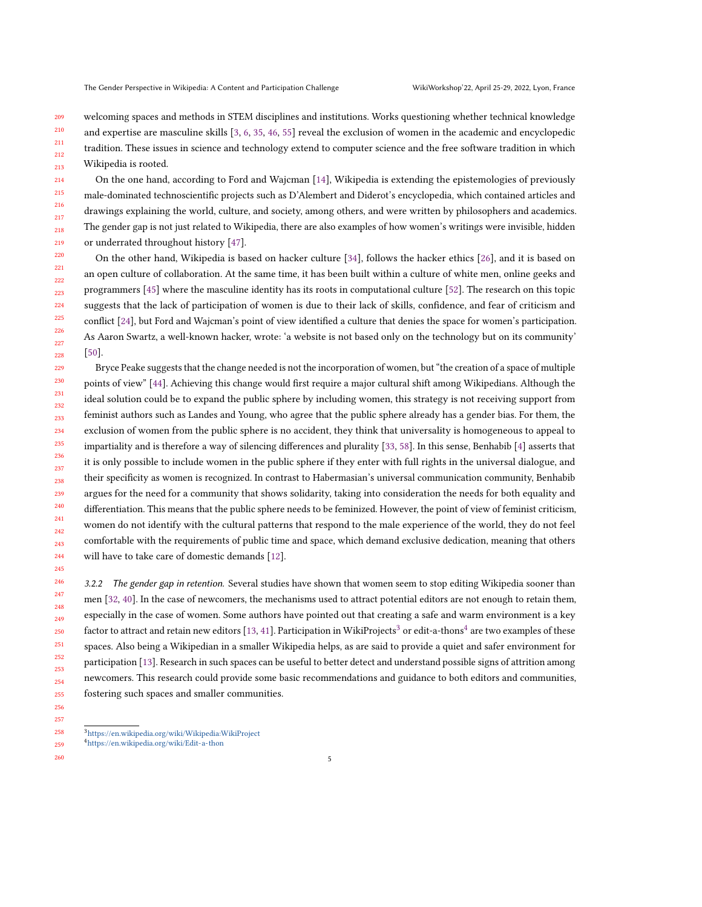welcoming spaces and methods in STEM disciplines and institutions. Works questioning whether technical knowledge and expertise are masculine skills [3, 6, 35, 46, 55] reveal the exclusion of women in the academic and encyclopedic tradition. These issues in science and technology extend to computer science and the free software tradition in which Wikipedia is rooted.

On the one hand, according to Ford and Wajcman [14], Wikipedia is extending the epistemologies of previously male-dominated technoscientific projects such as D'Alembert and Diderot's encyclopedia, which contained articles and drawings explaining the world, culture, and society, among others, and were written by philosophers and academics. The gender gap is not just related to Wikipedia, there are also examples of how women's writings were invisible, hidden or underrated throughout history [47].

On the other hand, Wikipedia is based on hacker culture [34], follows the hacker ethics [26], and it is based on an open culture of collaboration. At the same time, it has been built within a culture of white men, online geeks and programmers [45] where the masculine identity has its roots in computational culture [52]. The research on this topic suggests that the lack of participation of women is due to their lack of skills, confidence, and fear of criticism and conflict [24], but Ford and Wajcman's point of view identified a culture that denies the space for women's participation. As Aaron Swartz, a well-known hacker, wrote: 'a website is not based only on the technology but on its community' [50].

Bryce Peake suggests that the change needed is not the incorporation of women, but "the creation of a space of multiple points of view" [44]. Achieving this change would first require a major cultural shift among Wikipedians. Although the ideal solution could be to expand the public sphere by including women, this strategy is not receiving support from feminist authors such as Landes and Young, who agree that the public sphere already has a gender bias. For them, the exclusion of women from the public sphere is no accident, they think that universality is homogeneous to appeal to impartiality and is therefore a way of silencing differences and plurality [33, 58]. In this sense, Benhabib [4] asserts that it is only possible to include women in the public sphere if they enter with full rights in the universal dialogue, and their specificity as women is recognized. In contrast to Habermasian's universal communication community, Benhabib argues for the need for a community that shows solidarity, taking into consideration the needs for both equality and differentiation. This means that the public sphere needs to be feminized. However, the point of view of feminist criticism, women do not identify with the cultural patterns that respond to the male experience of the world, they do not feel comfortable with the requirements of public time and space, which demand exclusive dedication, meaning that others will have to take care of domestic demands [12].

#### 3.2.2 *The gender gap in retention.*

Several studies have shown that women seem to stop editing Wikipedia sooner than men [32, 40]. In the case of newcomers, the mechanisms used to attract potential editors are not enough to retain them, especially in the case of women. Some authors have pointed out that creating a safe and warm environment is a key factor to attract and retain new editors [13, 41]. Participation in WikiProjects[3] or edit-a-thons[4] are two examples of these spaces. Also being a Wikipedian in a smaller Wikipedia helps, as are said to provide a quiet and safer environment for participation [13]. Research in such spaces can be useful to better detect and understand possible signs of attrition among newcomers. This research could provide some basic recommendations and guidance to both editors and communities, fostering such spaces and smaller communities.

[3] https://en.wikipedia.org/wiki/Wikipedia:WikiProject

[4] https://en.wikipedia.org/wiki/Edit-a-thon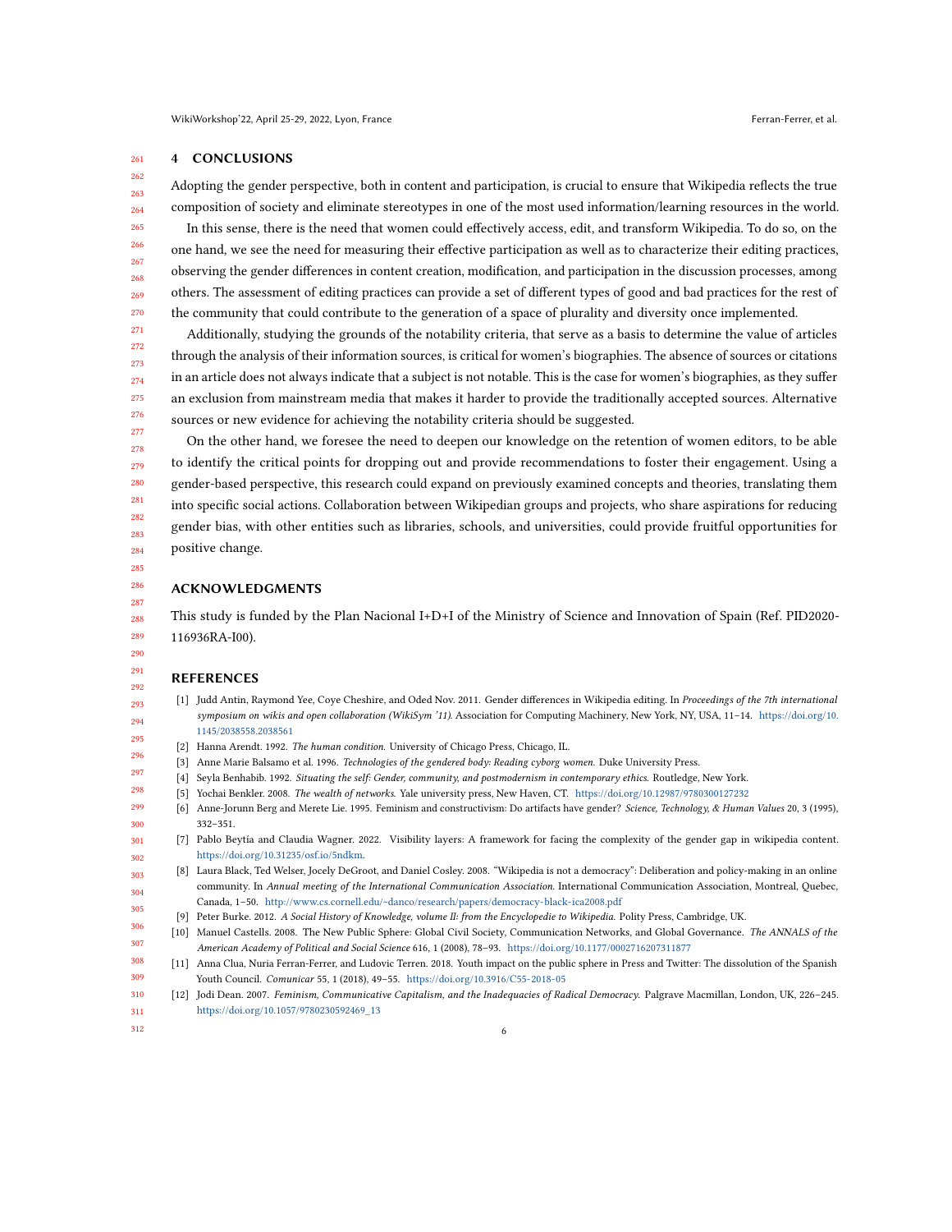## 4 CONCLUSIONS

Adopting the gender perspective, both in content and participation, is crucial to ensure that Wikipedia reflects the true composition of society and eliminate stereotypes in one of the most used information/learning resources in the world.

In this sense, there is the need that women could effectively access, edit, and transform Wikipedia. To do so, on the one hand, we see the need for measuring their effective participation as well as to characterize their editing practices, observing the gender differences in content creation, modification, and participation in the discussion processes, among others. The assessment of editing practices can provide a set of different types of good and bad practices for the rest of the community that could contribute to the generation of a space of plurality and diversity once implemented.

Additionally, studying the grounds of the notability criteria, that serve as a basis to determine the value of articles through the analysis of their information sources, is critical for women's biographies. The absence of sources or citations in an article does not always indicate that a subject is not notable. This is the case for women's biographies, as they suffer an exclusion from mainstream media that makes it harder to provide the traditionally accepted sources. Alternative sources or new evidence for achieving the notability criteria should be suggested.

On the other hand, we foresee the need to deepen our knowledge on the retention of women editors, to be able to identify the critical points for dropping out and provide recommendations to foster their engagement. Using a gender-based perspective, this research could expand on previously examined concepts and theories, translating them into specific social actions. Collaboration between Wikipedian groups and projects, who share aspirations for reducing gender bias, with other entities such as libraries, schools, and universities, could provide fruitful opportunities for positive change.

## ACKNOWLEDGMENTS

This study is funded by the Plan Nacional I+D+I of the Ministry of Science and Innovation of Spain (Ref. PID2020-116936RA-I00).

## REFERENCES

[1] Judd Antin, Raymond Yee, Coye Cheshire, and Oded Nov. 2011. Gender differences in Wikipedia editing. In *Proceedings of the 7th international symposium on wikis and open collaboration (WikiSym '11)*. Association for Computing Machinery, New York, NY, USA, 11–14. https://doi.org/10.1145/2038558.2038561

[2] Hanna Arendt. 1992. *The human condition.* University of Chicago Press, Chicago, IL.

[3] Anne Marie Balsamo et al. 1996. *Technologies of the gendered body: Reading cyborg women.* Duke University Press.

[4] Seyla Benhabib. 1992. *Situating the self: Gender, community, and postmodernism in contemporary ethics.* Routledge, New York.

[5] Yochai Benkler. 2008. *The wealth of networks.* Yale university press, New Haven, CT. https://doi.org/10.12987/9780300127232

[6] Anne-Jorunn Berg and Merete Lie. 1995. Feminism and constructivism: Do artifacts have gender? *Science, Technology, & Human Values* 20, 3 (1995), 332–351.

[7] Pablo Beytía and Claudia Wagner. 2022. Visibility layers: A framework for facing the complexity of the gender gap in wikipedia content. https://doi.org/10.31235/osf.io/5ndkm.

[8] Laura Black, Ted Welser, Jocely DeGroot, and Daniel Cosley. 2008. "Wikipedia is not a democracy": Deliberation and policy-making in an online community. In *Annual meeting of the International Communication Association*. International Communication Association, Montreal, Quebec, Canada, 1–50. http://www.cs.cornell.edu/~danco/research/papers/democracy-black-ica2008.pdf

[9] Peter Burke. 2012. *A Social History of Knowledge, volume II: from the Encyclopedie to Wikipedia.* Polity Press, Cambridge, UK.

[10] Manuel Castells. 2008. The New Public Sphere: Global Civil Society, Communication Networks, and Global Governance. *The ANNALS of the American Academy of Political and Social Science* 616, 1 (2008), 78–93. https://doi.org/10.1177/0002716207311877

[11] Anna Clua, Nuria Ferran-Ferrer, and Ludovic Terren. 2018. Youth impact on the public sphere in Press and Twitter: The dissolution of the Spanish Youth Council. *Comunicar* 55, 1 (2018), 49–55. https://doi.org/10.3916/C55-2018-05

[12] Jodi Dean. 2007. *Feminism, Communicative Capitalism, and the Inadequacies of Radical Democracy.* Palgrave Macmillan, London, UK, 226–245. https://doi.org/10.1057/9780230592469_13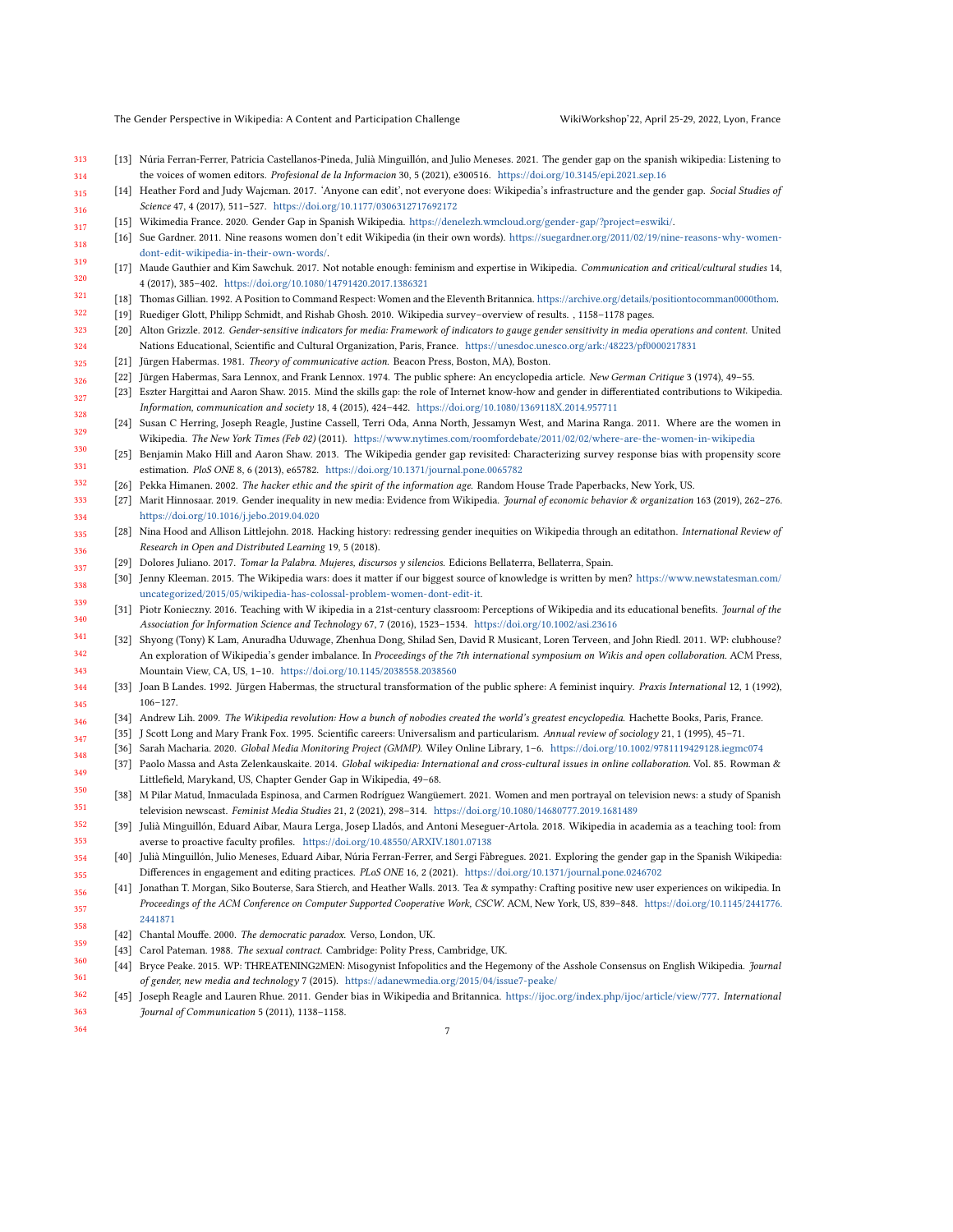[13] Núria Ferran-Ferrer, Patricia Castellanos-Pineda, Julià Minguillón, and Julio Meneses. 2021. The gender gap on the spanish wikipedia: Listening to the voices of women editors. *Profesional de la Informacion* 30, 5 (2021), e300516. https://doi.org/10.3145/epi.2021.sep.16

[14] Heather Ford and Judy Wajcman. 2017. 'Anyone can edit', not everyone does: Wikipedia's infrastructure and the gender gap. *Social Studies of Science* 47, 4 (2017), 511–527. https://doi.org/10.1177/0306312717692172

[15] Wikimedia France. 2020. Gender Gap in Spanish Wikipedia. https://denelezh.wmcloud.org/gender-gap/?project=eswiki/.

[16] Sue Gardner. 2011. Nine reasons women don't edit Wikipedia (in their own words). https://suegardner.org/2011/02/19/nine-reasons-why-women-dont-edit-wikipedia-in-their-own-words/.

[17] Maude Gauthier and Kim Sawchuk. 2017. Not notable enough: feminism and expertise in Wikipedia. *Communication and critical/cultural studies* 14, 4 (2017), 385–402. https://doi.org/10.1080/14791420.2017.1386321

[18] Thomas Gillian. 1992. A Position to Command Respect: Women and the Eleventh Britannica. https://archive.org/details/positiontocomman0000thom.

[19] Ruediger Glott, Philipp Schmidt, and Rishab Ghosh. 2010. Wikipedia survey–overview of results. , 1158–1178 pages.

[20] Alton Grizzle. 2012. *Gender-sensitive indicators for media: Framework of indicators to gauge gender sensitivity in media operations and content.* United Nations Educational, Scientific and Cultural Organization, Paris, France. https://unesdoc.unesco.org/ark:/48223/pf0000217831

[21] Jürgen Habermas. 1981. *Theory of communicative action.* Beacon Press, Boston, MA), Boston.

[22] Jürgen Habermas, Sara Lennox, and Frank Lennox. 1974. The public sphere: An encyclopedia article. *New German Critique* 3 (1974), 49–55.

[23] Eszter Hargittai and Aaron Shaw. 2015. Mind the skills gap: the role of Internet know-how and gender in differentiated contributions to Wikipedia. *Information, communication and society* 18, 4 (2015), 424–442. https://doi.org/10.1080/1369118X.2014.957711

[24] Susan C Herring, Joseph Reagle, Justine Cassell, Terri Oda, Anna North, Jessamyn West, and Marina Ranga. 2011. Where are the women in Wikipedia. *The New York Times (Feb 02)* (2011). https://www.nytimes.com/roomfordebate/2011/02/02/where-are-the-women-in-wikipedia

[25] Benjamin Mako Hill and Aaron Shaw. 2013. The Wikipedia gender gap revisited: Characterizing survey response bias with propensity score estimation. *PloS ONE* 8, 6 (2013), e65782. https://doi.org/10.1371/journal.pone.0065782

[26] Pekka Himanen. 2002. *The hacker ethic and the spirit of the information age.* Random House Trade Paperbacks, New York, US.

[27] Marit Hinnosaar. 2019. Gender inequality in new media: Evidence from Wikipedia. *Journal of economic behavior & organization* 163 (2019), 262–276. https://doi.org/10.1016/j.jebo.2019.04.020

[28] Nina Hood and Allison Littlejohn. 2018. Hacking history: redressing gender inequities on Wikipedia through an editathon. *International Review of Research in Open and Distributed Learning* 19, 5 (2018).

[29] Dolores Juliano. 2017. *Tomar la Palabra. Mujeres, discursos y silencios.* Edicions Bellaterra, Bellaterra, Spain.

[30] Jenny Kleeman. 2015. The Wikipedia wars: does it matter if our biggest source of knowledge is written by men? https://www.newstatesman.com/uncategorized/2015/05/wikipedia-has-colossal-problem-women-dont-edit-it.

[31] Piotr Konieczny. 2016. Teaching with W ikipedia in a 21st-century classroom: Perceptions of Wikipedia and its educational benefits. *Journal of the Association for Information Science and Technology* 67, 7 (2016), 1523–1534. https://doi.org/10.1002/asi.23616

[32] Shyong (Tony) K Lam, Anuradha Uduwage, Zhenhua Dong, Shilad Sen, David R Musicant, Loren Terveen, and John Riedl. 2011. WP: clubhouse? An exploration of Wikipedia's gender imbalance. In *Proceedings of the 7th international symposium on Wikis and open collaboration.* ACM Press, Mountain View, CA, US, 1–10. https://doi.org/10.1145/2038558.2038560

[33] Joan B Landes. 1992. Jürgen Habermas, the structural transformation of the public sphere: A feminist inquiry. *Praxis International* 12, 1 (1992), 106–127.

[34] Andrew Lih. 2009. *The Wikipedia revolution: How a bunch of nobodies created the world's greatest encyclopedia.* Hachette Books, Paris, France.

[35] J Scott Long and Mary Frank Fox. 1995. Scientific careers: Universalism and particularism. *Annual review of sociology* 21, 1 (1995), 45–71.

[36] Sarah Macharia. 2020. *Global Media Monitoring Project (GMMP).* Wiley Online Library, 1–6. https://doi.org/10.1002/9781119429128.iegmc074

[37] Paolo Massa and Asta Zelenkauskaite. 2014. *Global wikipedia: International and cross-cultural issues in online collaboration.* Vol. 85. Rowman & Littlefield, Marykand, US, Chapter Gender Gap in Wikipedia, 49–68.

[38] M Pilar Matud, Inmaculada Espinosa, and Carmen Rodríguez Wangüemert. 2021. Women and men portrayal on television news: a study of Spanish television newscast. *Feminist Media Studies* 21, 2 (2021), 298–314. https://doi.org/10.1080/14680777.2019.1681489

[39] Julià Minguillón, Eduard Aibar, Maura Lerga, Josep Lladós, and Antoni Meseguer-Artola. 2018. Wikipedia in academia as a teaching tool: from averse to proactive faculty profiles. https://doi.org/10.48550/ARXIV.1801.07138

[40] Julià Minguillón, Julio Meneses, Eduard Aibar, Núria Ferran-Ferrer, and Sergi Fàbregues. 2021. Exploring the gender gap in the Spanish Wikipedia: Differences in engagement and editing practices. *PLoS ONE* 16, 2 (2021). https://doi.org/10.1371/journal.pone.0246702

[41] Jonathan T. Morgan, Siko Bouterse, Sara Stierch, and Heather Walls. 2013. Tea & sympathy: Crafting positive new user experiences on wikipedia. In *Proceedings of the ACM Conference on Computer Supported Cooperative Work, CSCW.* ACM, New York, US, 839–848. https://doi.org/10.1145/2441776.2441871

[42] Chantal Mouffe. 2000. *The democratic paradox.* Verso, London, UK.

[43] Carol Pateman. 1988. *The sexual contract.* Cambridge: Polity Press, Cambridge, UK.

[44] Bryce Peake. 2015. WP: THREATENING2MEN: Misogynist Infopolitics and the Hegemony of the Asshole Consensus on English Wikipedia. *Journal of gender, new media and technology* 7 (2015). https://adanewmedia.org/2015/04/issue7-peake/

[45] Joseph Reagle and Lauren Rhue. 2011. Gender bias in Wikipedia and Britannica. https://ijoc.org/index.php/ijoc/article/view/777. *International Journal of Communication* 5 (2011), 1138–1158.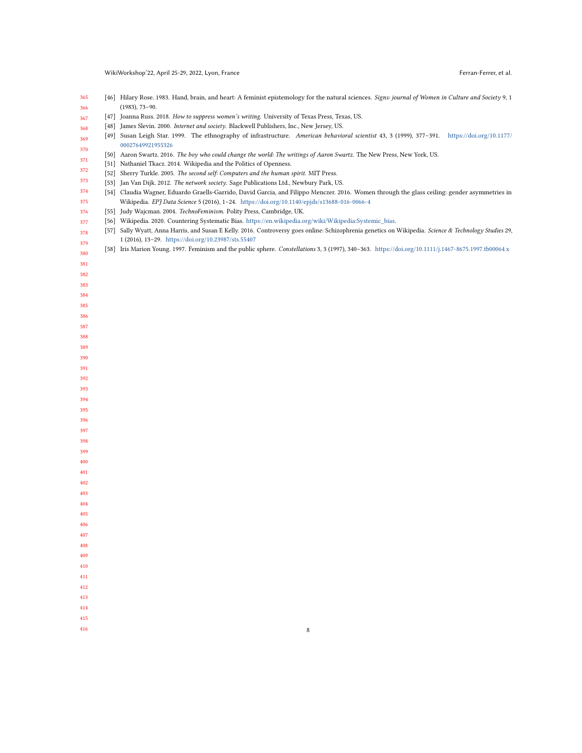[46] Hilary Rose. 1983. Hand, brain, and heart: A feminist epistemology for the natural sciences. *Signs: journal of Women in Culture and Society* 9, 1 (1983), 73–90.

[47] Joanna Russ. 2018. *How to suppress women's writing*. University of Texas Press, Texas, US.

[48] James Slevin. 2000. *Internet and society*. Blackwell Publishers, Inc., New Jersey, US.

[49] Susan Leigh Star. 1999. The ethnography of infrastructure. *American behavioral scientist* 43, 3 (1999), 377–391. https://doi.org/10.1177/00027649921955326

[50] Aaron Swartz. 2016. *The boy who could change the world: The writings of Aaron Swartz*. The New Press, New York, US.

[51] Nathaniel Tkacz. 2014. Wikipedia and the Politics of Openness.

[52] Sherry Turkle. 2005. *The second self: Computers and the human spirit*. MIT Press.

[53] Jan Van Dijk. 2012. *The network society*. Sage Publications Ltd., Newbury Park, US.

[54] Claudia Wagner, Eduardo Graells-Garrido, David Garcia, and Filippo Menczer. 2016. Women through the glass ceiling: gender asymmetries in Wikipedia. *EPJ Data Science* 5 (2016), 1–24. https://doi.org/10.1140/epjds/s13688-016-0066-4

[55] Judy Wajcman. 2004. *TechnoFeminism*. Polity Press, Cambridge, UK.

[56] Wikipedia. 2020. Countering Systematic Bias. https://en.wikipedia.org/wiki/Wikipedia:Systemic_bias.

[57] Sally Wyatt, Anna Harris, and Susan E Kelly. 2016. Controversy goes online: Schizophrenia genetics on Wikipedia. *Science & Technology Studies* 29, 1 (2016), 13–29. https://doi.org/10.23987/sts.55407

[58] Iris Marion Young. 1997. Feminism and the public sphere. *Constellations* 3, 3 (1997), 340–363. https://doi.org/10.1111/j.1467-8675.1997.tb00064.x